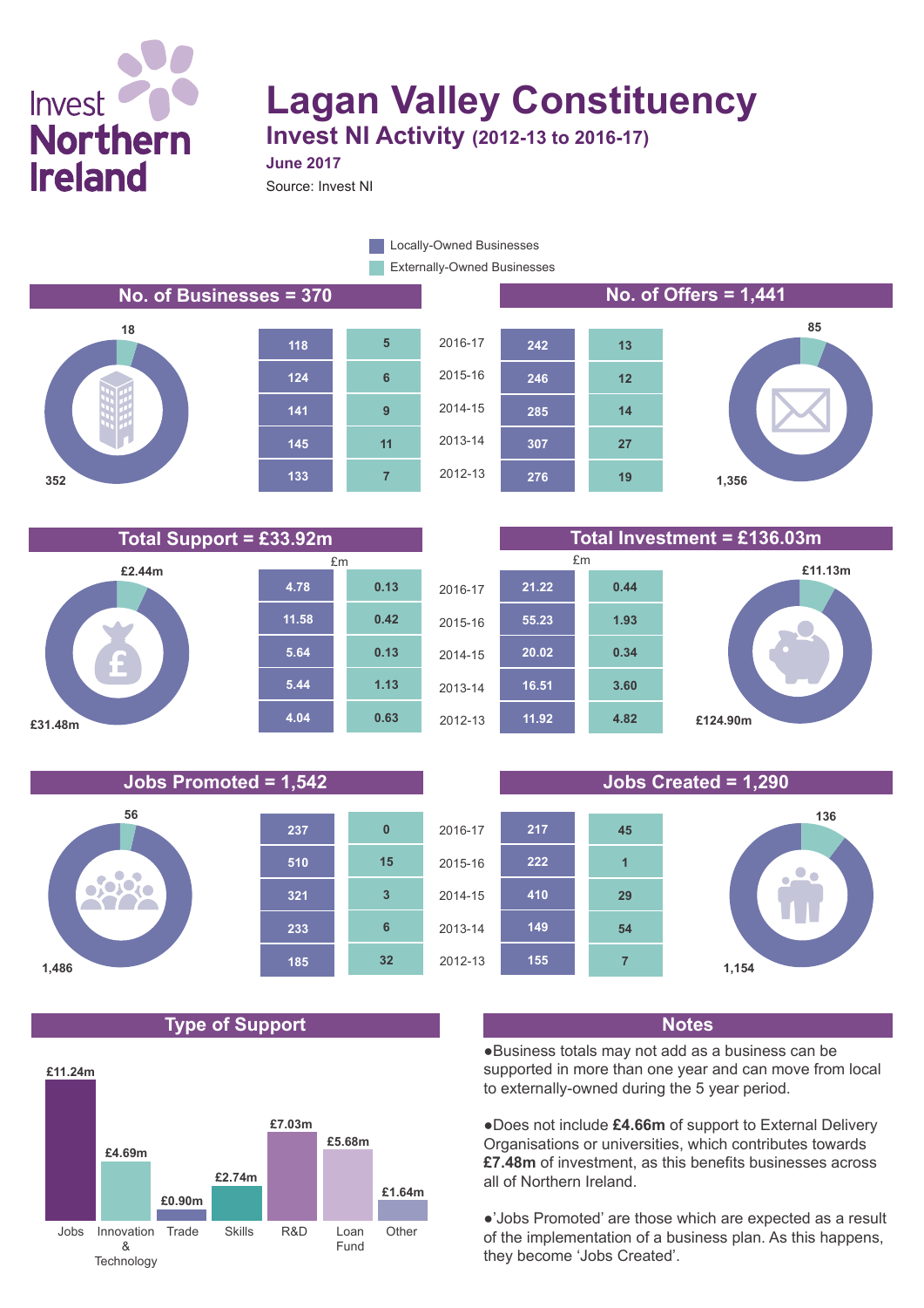Invest Northern Ireland

# Lagan Valley Constituency

## Invest NI Activity (2012-13 to 2016-17)

**June 2017**

Source: Invest NI

Legend: Locally-Owned Businesses; Externally-Owned Businesses

### No. of Businesses = 370

Locally-Owned: 352; Externally-Owned: 18

### No. of Offers = 1,441

Locally-Owned: 1,356; Externally-Owned: 85

| Year | Businesses: Locally-Owned | Businesses: Externally-Owned | Offers: Locally-Owned | Offers: Externally-Owned |
|---|---|---|---|---|
| 2016-17 | 118 | 5 | 242 | 13 |
| 2015-16 | 124 | 6 | 246 | 12 |
| 2014-15 | 141 | 9 | 285 | 14 |
| 2013-14 | 145 | 11 | 307 | 27 |
| 2012-13 | 133 | 7 | 276 | 19 |

### Total Support = £33.92m

Locally-Owned: £31.48m; Externally-Owned: £2.44m

### Total Investment = £136.03m

Locally-Owned: £124.90m; Externally-Owned: £11.13m

| Year | Support (£m): Locally-Owned | Support (£m): Externally-Owned | Investment (£m): Locally-Owned | Investment (£m): Externally-Owned |
|---|---|---|---|---|
| 2016-17 | 4.78 | 0.13 | 21.22 | 0.44 |
| 2015-16 | 11.58 | 0.42 | 55.23 | 1.93 |
| 2014-15 | 5.64 | 0.13 | 20.02 | 0.34 |
| 2013-14 | 5.44 | 1.13 | 16.51 | 3.60 |
| 2012-13 | 4.04 | 0.63 | 11.92 | 4.82 |

### Jobs Promoted = 1,542

Locally-Owned: 1,486; Externally-Owned: 56

### Jobs Created = 1,290

Locally-Owned: 1,154; Externally-Owned: 136

| Year | Jobs Promoted: Locally-Owned | Jobs Promoted: Externally-Owned | Jobs Created: Locally-Owned | Jobs Created: Externally-Owned |
|---|---|---|---|---|
| 2016-17 | 237 | 0 | 217 | 45 |
| 2015-16 | 510 | 15 | 222 | 1 |
| 2014-15 | 321 | 3 | 410 | 29 |
| 2013-14 | 233 | 6 | 149 | 54 |
| 2012-13 | 185 | 32 | 155 | 7 |

### Type of Support

| Type | Amount |
|---|---|
| Jobs | £11.24m |
| Innovation & Technology | £4.69m |
| Trade | £0.90m |
| Skills | £2.74m |
| R&D | £7.03m |
| Loan Fund | £5.68m |
| Other | £1.64m |

### Notes

- Business totals may not add as a business can be supported in more than one year and can move from local to externally-owned during the 5 year period.
- Does not include **£4.66m** of support to External Delivery Organisations or universities, which contributes towards **£7.48m** of investment, as this benefits businesses across all of Northern Ireland.
- 'Jobs Promoted' are those which are expected as a result of the implementation of a business plan. As this happens, they become 'Jobs Created'.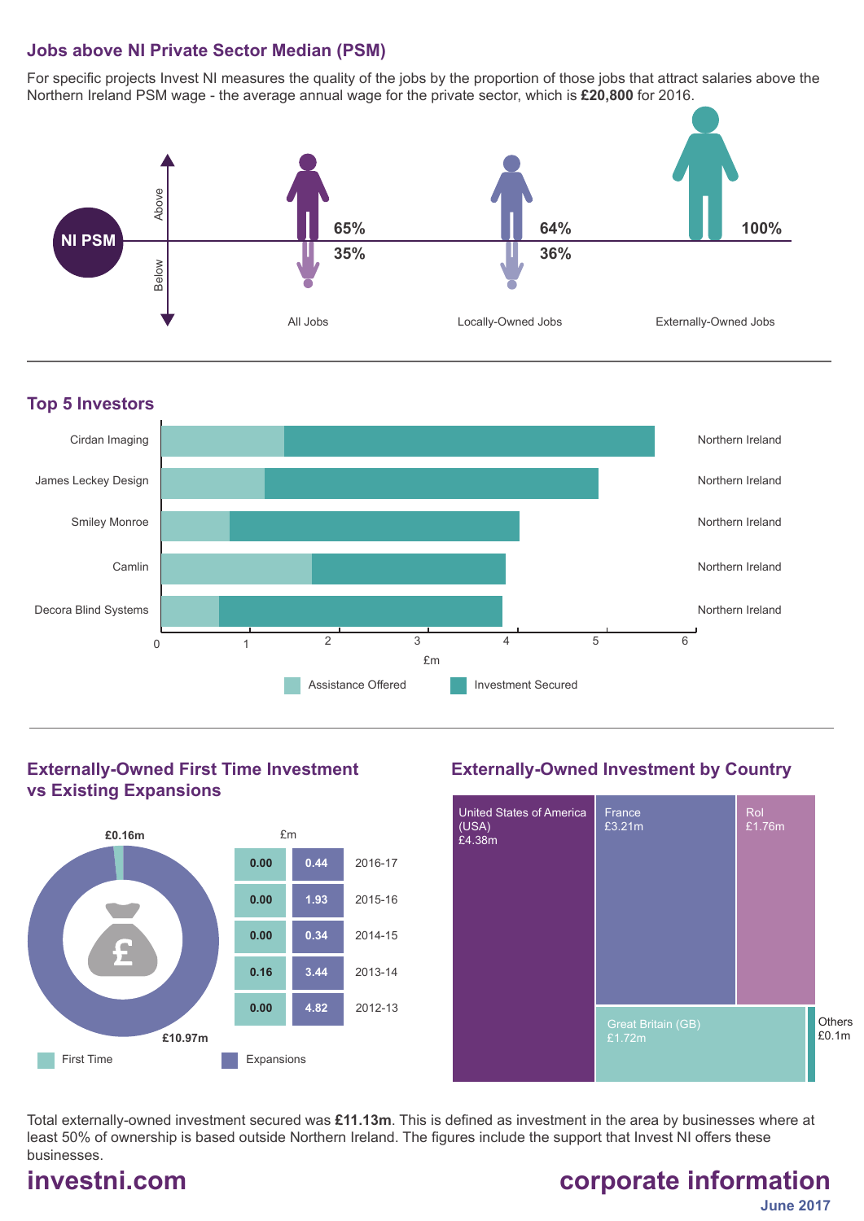## Jobs above NI Private Sector Median (PSM)

For specific projects Invest NI measures the quality of the jobs by the proportion of those jobs that attract salaries above the Northern Ireland PSM wage - the average annual wage for the private sector, which is **£20,800** for 2016.

NI PSM

Above

Below

65%
35%
All Jobs

64%
36%
Locally-Owned Jobs

100%
Externally-Owned Jobs

## Top 5 Investors

Cirdan Imaging — Northern Ireland
James Leckey Design — Northern Ireland
Smiley Monroe — Northern Ireland
Camlin — Northern Ireland
Decora Blind Systems — Northern Ireland

0 1 2 3 4 5 6
£m

Assistance Offered
Investment Secured

## Externally-Owned First Time Investment vs Existing Expansions

£0.16m
£10.97m

First Time
Expansions

| First Time (£m) | Expansions (£m) | |
|---|---|---|
| 0.00 | 0.44 | 2016-17 |
| 0.00 | 1.93 | 2015-16 |
| 0.00 | 0.34 | 2014-15 |
| 0.16 | 3.44 | 2013-14 |
| 0.00 | 4.82 | 2012-13 |

## Externally-Owned Investment by Country

United States of America (USA) £4.38m
France £3.21m
RoI £1.76m
Great Britain (GB) £1.72m
Others £0.1m

Total externally-owned investment secured was **£11.13m**. This is defined as investment in the area by businesses where at least 50% of ownership is based outside Northern Ireland. The figures include the support that Invest NI offers these businesses.

**investni.com**

**corporate information**
**June 2017**